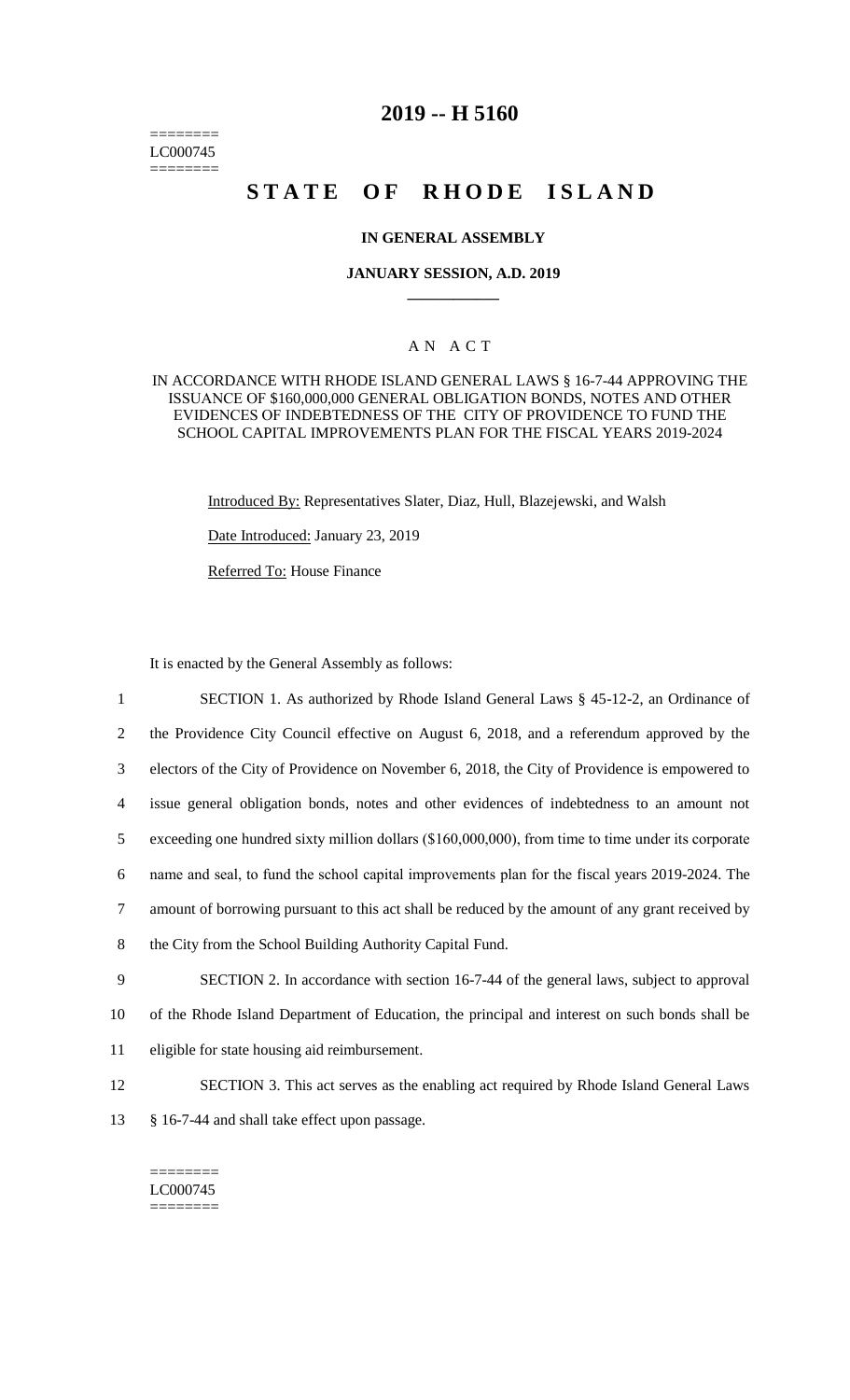========
LC000745
========

# 2019 -- H 5160

# STATE OF RHODE ISLAND

### IN GENERAL ASSEMBLY

### JANUARY SESSION, A.D. 2019

## A N A C T

IN ACCORDANCE WITH RHODE ISLAND GENERAL LAWS § 16-7-44 APPROVING THE ISSUANCE OF $160,000,000 GENERAL OBLIGATION BONDS, NOTES AND OTHER EVIDENCES OF INDEBTEDNESS OF THE CITY OF PROVIDENCE TO FUND THE SCHOOL CAPITAL IMPROVEMENTS PLAN FOR THE FISCAL YEARS 2019-2024

Introduced By: Representatives Slater, Diaz, Hull, Blazejewski, and Walsh

Date Introduced: January 23, 2019

Referred To: House Finance

It is enacted by the General Assembly as follows:

1 SECTION 1. As authorized by Rhode Island General Laws § 45-12-2, an Ordinance of
2 the Providence City Council effective on August 6, 2018, and a referendum approved by the
3 electors of the City of Providence on November 6, 2018, the City of Providence is empowered to
4 issue general obligation bonds, notes and other evidences of indebtedness to an amount not
5 exceeding one hundred sixty million dollars ($160,000,000), from time to time under its corporate
6 name and seal, to fund the school capital improvements plan for the fiscal years 2019-2024. The
7 amount of borrowing pursuant to this act shall be reduced by the amount of any grant received by
8 the City from the School Building Authority Capital Fund.

9 SECTION 2. In accordance with section 16-7-44 of the general laws, subject to approval
10 of the Rhode Island Department of Education, the principal and interest on such bonds shall be
11 eligible for state housing aid reimbursement.

12 SECTION 3. This act serves as the enabling act required by Rhode Island General Laws
13 § 16-7-44 and shall take effect upon passage.

========
LC000745
========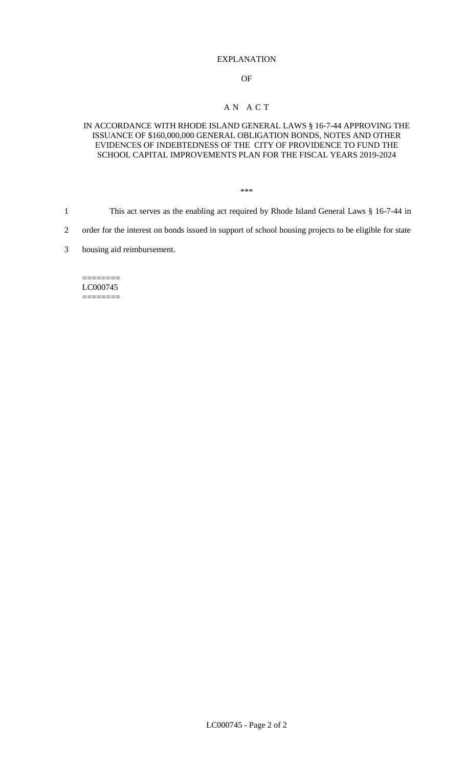EXPLANATION

OF

A N A C T

IN ACCORDANCE WITH RHODE ISLAND GENERAL LAWS § 16-7-44 APPROVING THE ISSUANCE OF $160,000,000 GENERAL OBLIGATION BONDS, NOTES AND OTHER EVIDENCES OF INDEBTEDNESS OF THE CITY OF PROVIDENCE TO FUND THE SCHOOL CAPITAL IMPROVEMENTS PLAN FOR THE FISCAL YEARS 2019-2024

***

1 This act serves as the enabling act required by Rhode Island General Laws § 16-7-44 in
2 order for the interest on bonds issued in support of school housing projects to be eligible for state
3 housing aid reimbursement.

========
LC000745
========